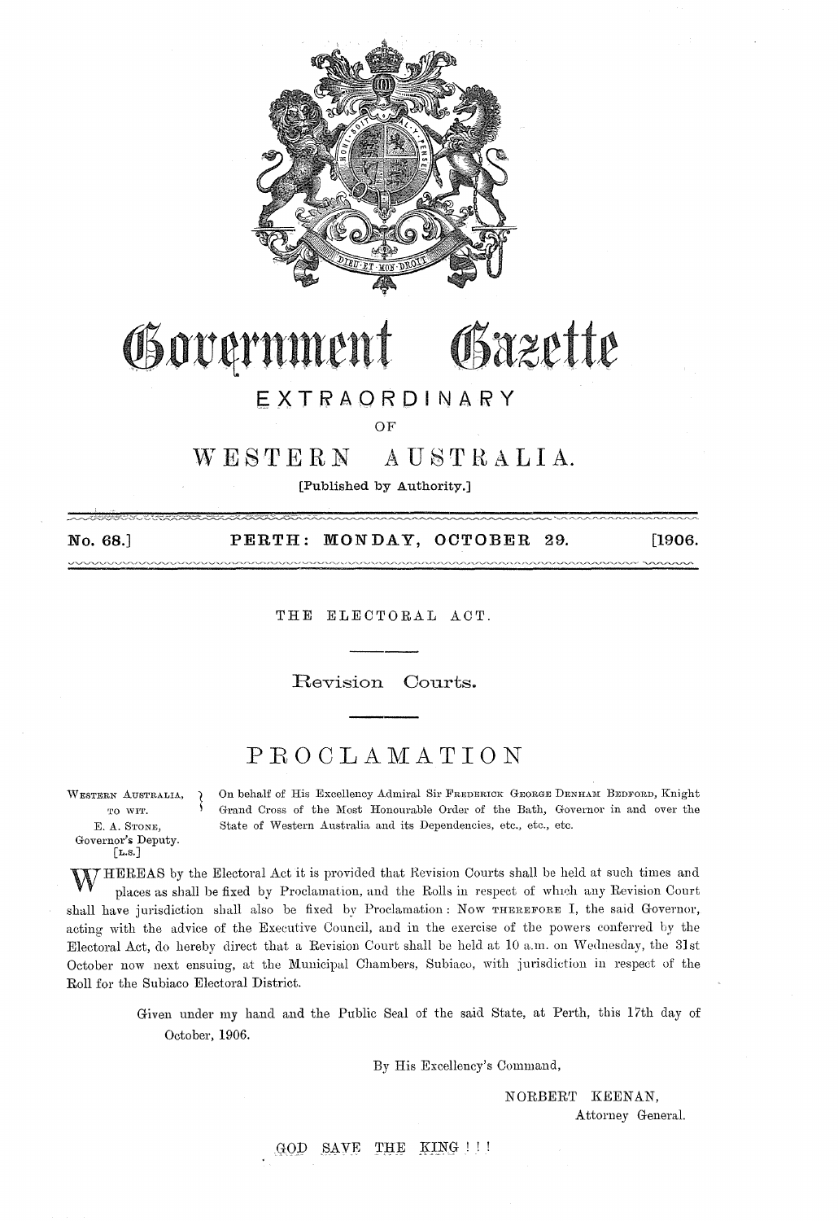# Government Gazette

## EXTRAORDINARY

OF

# WESTERN AUSTRALIA.

[Published by Authority.]

No. 68.] PERTH: MONDAY, OCTOBER 29. [1906.

---

THE ELECTORAL ACT.

## Revision Courts.

# PROCLAMATION

WESTERN AUSTRALIA, TO WIT.
E. A. STONE,
Governor's Deputy.
[L.S.]

On behalf of His Excellency Admiral Sir FREDERICK GEORGE DENHAM BEDFORD, Knight Grand Cross of the Most Honourable Order of the Bath, Governor in and over the State of Western Australia and its Dependencies, etc., etc., etc.

WHEREAS by the Electoral Act it is provided that Revision Courts shall be held at such times and places as shall be fixed by Proclamation, and the Rolls in respect of which any Revision Court shall have jurisdiction shall also be fixed by Proclamation: Now THEREFORE I, the said Governor, acting with the advice of the Executive Council, and in the exercise of the powers conferred by the Electoral Act, do hereby direct that a Revision Court shall be held at 10 a.m. on Wednesday, the 31st October now next ensuing, at the Municipal Chambers, Subiaco, with jurisdiction in respect of the Roll for the Subiaco Electoral District.

Given under my hand and the Public Seal of the said State, at Perth, this 17th day of October, 1906.

By His Excellency's Command,

NORBERT KEENAN,
Attorney General.

GOD SAVE THE KING ! ! !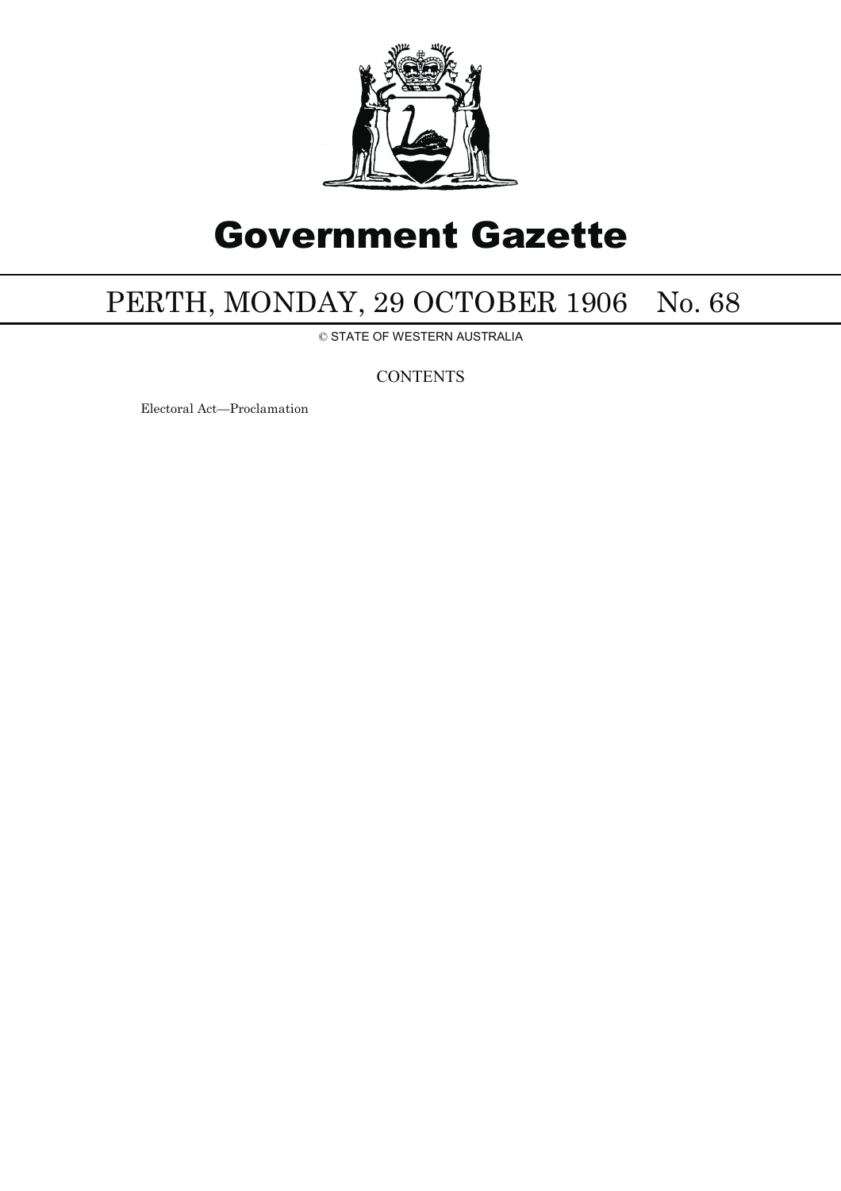# Government Gazette

## PERTH, MONDAY, 29 OCTOBER 1906 No. 68

© STATE OF WESTERN AUSTRALIA

CONTENTS

Electoral Act—Proclamation